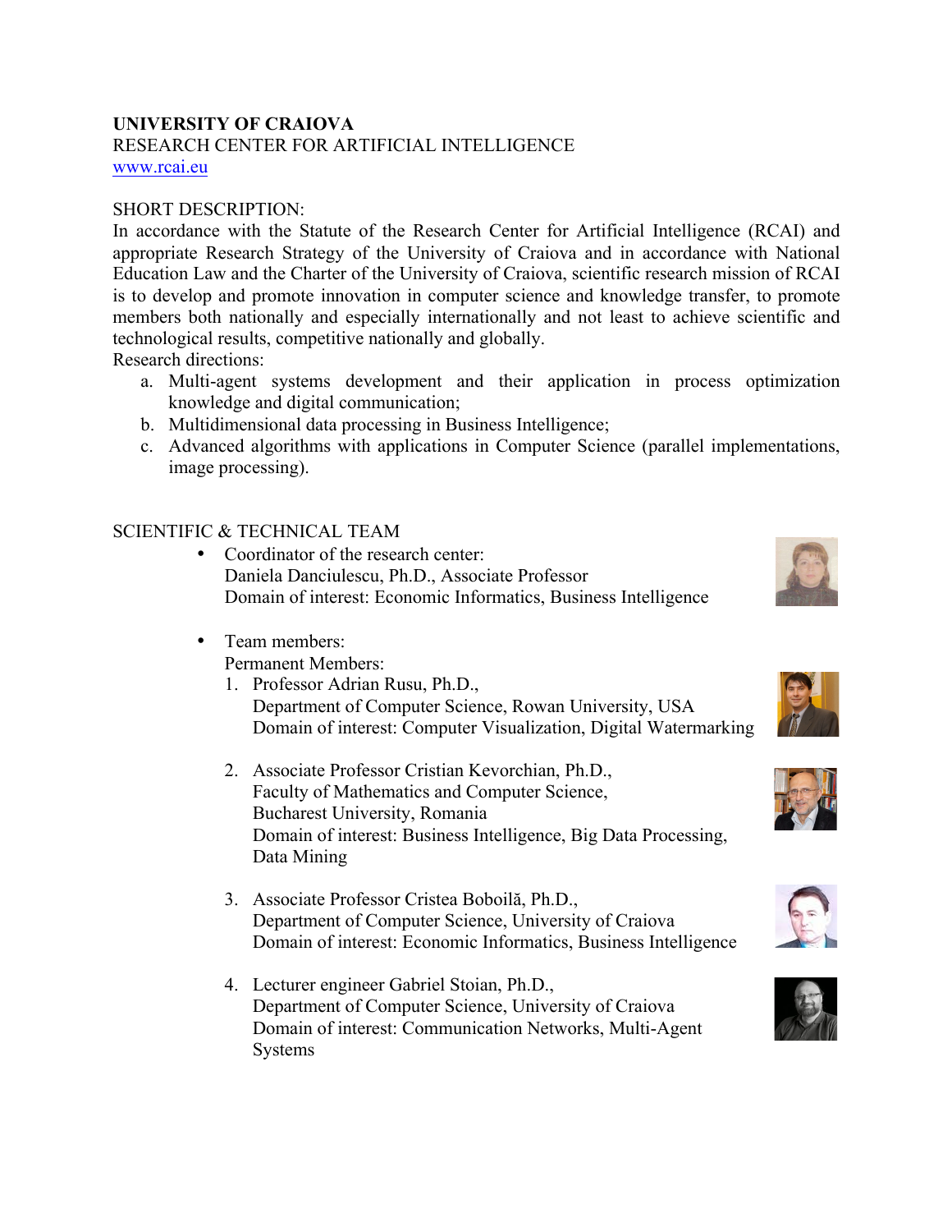**UNIVERSITY OF CRAIOVA**
RESEARCH CENTER FOR ARTIFICIAL INTELLIGENCE
www.rcai.eu

SHORT DESCRIPTION:
In accordance with the Statute of the Research Center for Artificial Intelligence (RCAI) and appropriate Research Strategy of the University of Craiova and in accordance with National Education Law and the Charter of the University of Craiova, scientific research mission of RCAI is to develop and promote innovation in computer science and knowledge transfer, to promote members both nationally and especially internationally and not least to achieve scientific and technological results, competitive nationally and globally.
Research directions:

a. Multi-agent systems development and their application in process optimization knowledge and digital communication;
b. Multidimensional data processing in Business Intelligence;
c. Advanced algorithms with applications in Computer Science (parallel implementations, image processing).

SCIENTIFIC & TECHNICAL TEAM

- Coordinator of the research center:
  Daniela Danciulescu, Ph.D., Associate Professor
  Domain of interest: Economic Informatics, Business Intelligence

- Team members:
  Permanent Members:
  1. Professor Adrian Rusu, Ph.D.,
     Department of Computer Science, Rowan University, USA
     Domain of interest: Computer Visualization, Digital Watermarking

  2. Associate Professor Cristian Kevorchian, Ph.D.,
     Faculty of Mathematics and Computer Science,
     Bucharest University, Romania
     Domain of interest: Business Intelligence, Big Data Processing, Data Mining

  3. Associate Professor Cristea Boboilă, Ph.D.,
     Department of Computer Science, University of Craiova
     Domain of interest: Economic Informatics, Business Intelligence

  4. Lecturer engineer Gabriel Stoian, Ph.D.,
     Department of Computer Science, University of Craiova
     Domain of interest: Communication Networks, Multi-Agent Systems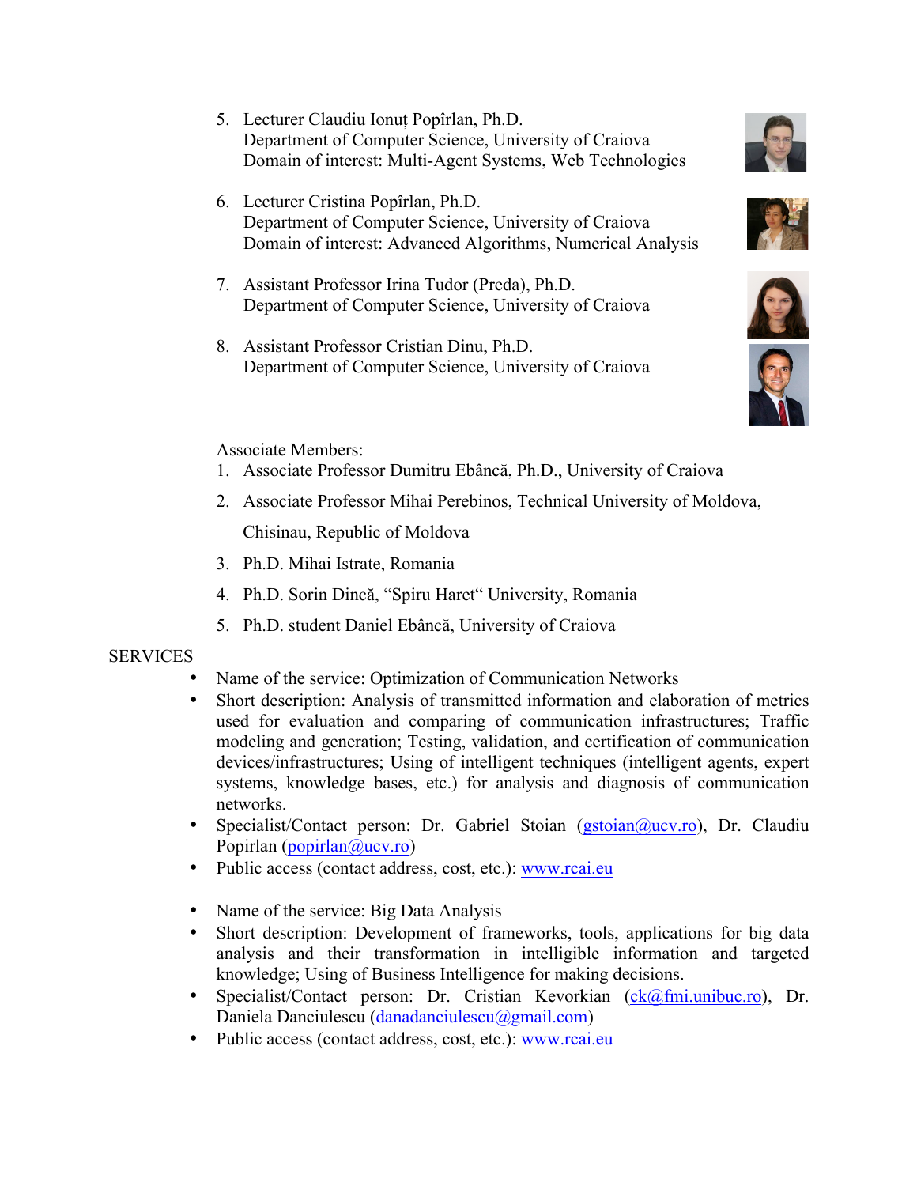5. Lecturer Claudiu Ionuț Popîrlan, Ph.D.
   Department of Computer Science, University of Craiova
   Domain of interest: Multi-Agent Systems, Web Technologies

6. Lecturer Cristina Popîrlan, Ph.D.
   Department of Computer Science, University of Craiova
   Domain of interest: Advanced Algorithms, Numerical Analysis

7. Assistant Professor Irina Tudor (Preda), Ph.D.
   Department of Computer Science, University of Craiova

8. Assistant Professor Cristian Dinu, Ph.D.
   Department of Computer Science, University of Craiova

Associate Members:

1. Associate Professor Dumitru Ebâncă, Ph.D., University of Craiova
2. Associate Professor Mihai Perebinos, Technical University of Moldova, Chisinau, Republic of Moldova
3. Ph.D. Mihai Istrate, Romania
4. Ph.D. Sorin Dincă, "Spiru Haret" University, Romania
5. Ph.D. student Daniel Ebâncă, University of Craiova

SERVICES

- Name of the service: Optimization of Communication Networks
- Short description: Analysis of transmitted information and elaboration of metrics used for evaluation and comparing of communication infrastructures; Traffic modeling and generation; Testing, validation, and certification of communication devices/infrastructures; Using of intelligent techniques (intelligent agents, expert systems, knowledge bases, etc.) for analysis and diagnosis of communication networks.
- Specialist/Contact person: Dr. Gabriel Stoian (gstoian@ucv.ro), Dr. Claudiu Popirlan (popirlan@ucv.ro)
- Public access (contact address, cost, etc.): www.rcai.eu

- Name of the service: Big Data Analysis
- Short description: Development of frameworks, tools, applications for big data analysis and their transformation in intelligible information and targeted knowledge; Using of Business Intelligence for making decisions.
- Specialist/Contact person: Dr. Cristian Kevorkian (ck@fmi.unibuc.ro), Dr. Daniela Danciulescu (danadanciulescu@gmail.com)
- Public access (contact address, cost, etc.): www.rcai.eu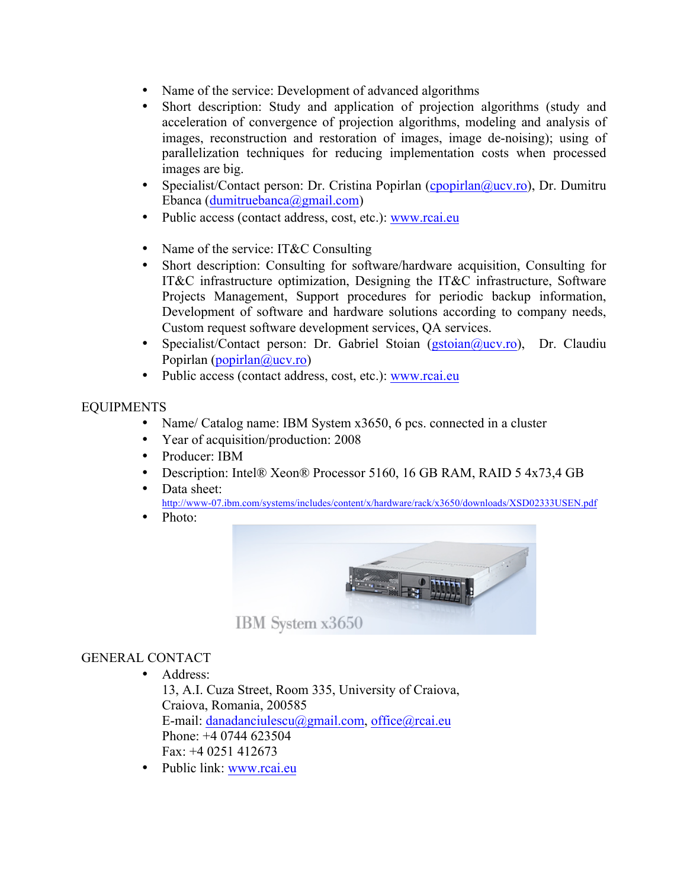- Name of the service: Development of advanced algorithms
- Short description: Study and application of projection algorithms (study and acceleration of convergence of projection algorithms, modeling and analysis of images, reconstruction and restoration of images, image de-noising); using of parallelization techniques for reducing implementation costs when processed images are big.
- Specialist/Contact person: Dr. Cristina Popirlan (cpopirlan@ucv.ro), Dr. Dumitru Ebanca (dumitruebanca@gmail.com)
- Public access (contact address, cost, etc.): www.rcai.eu

- Name of the service: IT&C Consulting
- Short description: Consulting for software/hardware acquisition, Consulting for IT&C infrastructure optimization, Designing the IT&C infrastructure, Software Projects Management, Support procedures for periodic backup information, Development of software and hardware solutions according to company needs, Custom request software development services, QA services.
- Specialist/Contact person: Dr. Gabriel Stoian (gstoian@ucv.ro), Dr. Claudiu Popirlan (popirlan@ucv.ro)
- Public access (contact address, cost, etc.): www.rcai.eu

## EQUIPMENTS

- Name/ Catalog name: IBM System x3650, 6 pcs. connected in a cluster
- Year of acquisition/production: 2008
- Producer: IBM
- Description: Intel® Xeon® Processor 5160, 16 GB RAM, RAID 5 4x73,4 GB
- Data sheet: http://www-07.ibm.com/systems/includes/content/x/hardware/rack/x3650/downloads/XSD02333USEN.pdf
- Photo:

IBM System x3650

## GENERAL CONTACT

- Address:
  13, A.I. Cuza Street, Room 335, University of Craiova,
  Craiova, Romania, 200585
  E-mail: danadanciulescu@gmail.com, office@rcai.eu
  Phone: +4 0744 623504
  Fax: +4 0251 412673
- Public link: www.rcai.eu